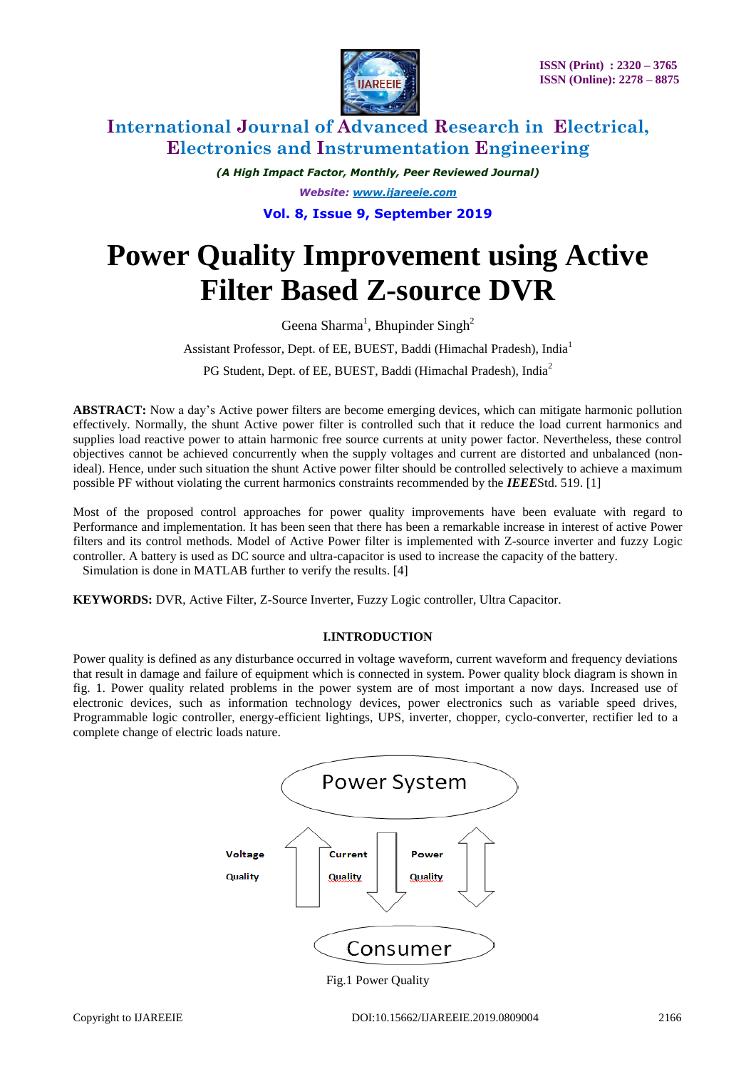# Power Quality Improvement using Active Filter Based Z-source DVR

Geena Sharma[1], Bhupinder Singh[2]

Assistant Professor, Dept. of EE, BUEST, Baddi (Himachal Pradesh), India[1]

PG Student, Dept. of EE, BUEST, Baddi (Himachal Pradesh), India[2]

**ABSTRACT:** Now a day's Active power filters are become emerging devices, which can mitigate harmonic pollution effectively. Normally, the shunt Active power filter is controlled such that it reduce the load current harmonics and supplies load reactive power to attain harmonic free source currents at unity power factor. Nevertheless, these control objectives cannot be achieved concurrently when the supply voltages and current are distorted and unbalanced (non-ideal). Hence, under such situation the shunt Active power filter should be controlled selectively to achieve a maximum possible PF without violating the current harmonics constraints recommended by the ***IEEE***Std. 519. [1]

Most of the proposed control approaches for power quality improvements have been evaluate with regard to Performance and implementation. It has been seen that there has been a remarkable increase in interest of active Power filters and its control methods. Model of Active Power filter is implemented with Z-source inverter and fuzzy Logic controller. A battery is used as DC source and ultra-capacitor is used to increase the capacity of the battery. Simulation is done in MATLAB further to verify the results. [4]

**KEYWORDS:** DVR, Active Filter, Z-Source Inverter, Fuzzy Logic controller, Ultra Capacitor.

## I.INTRODUCTION

Power quality is defined as any disturbance occurred in voltage waveform, current waveform and frequency deviations that result in damage and failure of equipment which is connected in system. Power quality block diagram is shown in fig. 1. Power quality related problems in the power system are of most important a now days. Increased use of electronic devices, such as information technology devices, power electronics such as variable speed drives, Programmable logic controller, energy-efficient lightings, UPS, inverter, chopper, cyclo-converter, rectifier led to a complete change of electric loads nature.

Power System

Voltage Quality | Current Quality | Power Quality

Consumer

Fig.1 Power Quality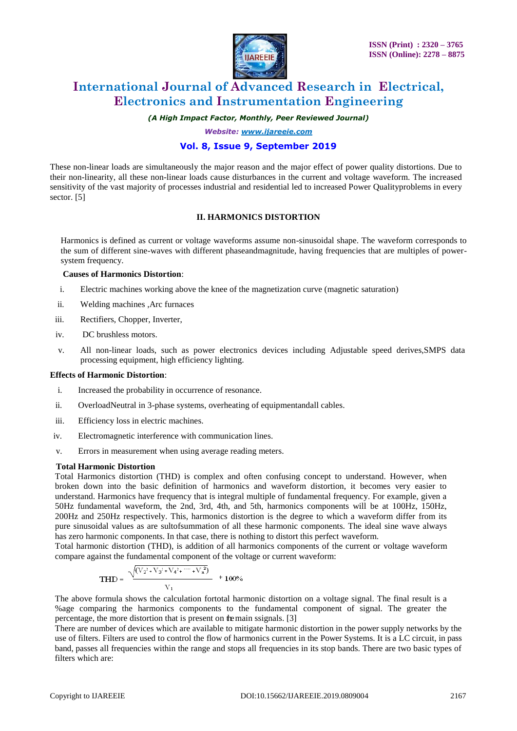These non-linear loads are simultaneously the major reason and the major effect of power quality distortions. Due to their non-linearity, all these non-linear loads cause disturbances in the current and voltage waveform. The increased sensitivity of the vast majority of processes industrial and residential led to increased Power Qualityproblems in every sector. [5]

## II. HARMONICS DISTORTION

Harmonics is defined as current or voltage waveforms assume non-sinusoidal shape. The waveform corresponds to the sum of different sine-waves with different phaseandmagnitude, having frequencies that are multiples of power-system frequency.

**Causes of Harmonics Distortion**:

i. Electric machines working above the knee of the magnetization curve (magnetic saturation)

ii. Welding machines ,Arc furnaces

iii. Rectifiers, Chopper, Inverter,

iv. DC brushless motors.

v. All non-linear loads, such as power electronics devices including Adjustable speed derives,SMPS data processing equipment, high efficiency lighting.

**Effects of Harmonic Distortion**:

i. Increased the probability in occurrence of resonance.

ii. OverloadNeutral in 3-phase systems, overheating of equipmentandall cables.

iii. Efficiency loss in electric machines.

iv. Electromagnetic interference with communication lines.

v. Errors in measurement when using average reading meters.

**Total Harmonic Distortion**

Total Harmonics distortion (THD) is complex and often confusing concept to understand. However, when broken down into the basic definition of harmonics and waveform distortion, it becomes very easier to understand. Harmonics have frequency that is integral multiple of fundamental frequency. For example, given a 50Hz fundamental waveform, the 2nd, 3rd, 4th, and 5th, harmonics components will be at 100Hz, 150Hz, 200Hz and 250Hz respectively. This, harmonics distortion is the degree to which a waveform differ from its pure sinusoidal values as are sultofsummation of all these harmonic components. The ideal sine wave always has zero harmonic components. In that case, there is nothing to distort this perfect waveform.

Total harmonic distortion (THD), is addition of all harmonics components of the current or voltage waveform compare against the fundamental component of the voltage or current waveform:

$$\mathrm{THD} = \frac{\sqrt{(V_2^2 + V_3^2 + V_4^2 + \cdots + V_n^2)}}{V_1} * 100\%$$

The above formula shows the calculation fortotal harmonic distortion on a voltage signal. The final result is a %age comparing the harmonics components to the fundamental component of signal. The greater the percentage, the more distortion that is present on themain ssignals. [3]

There are number of devices which are available to mitigate harmonic distortion in the power supply networks by the use of filters. Filters are used to control the flow of harmonics current in the Power Systems. It is a LC circuit, in pass band, passes all frequencies within the range and stops all frequencies in its stop bands. There are two basic types of filters which are: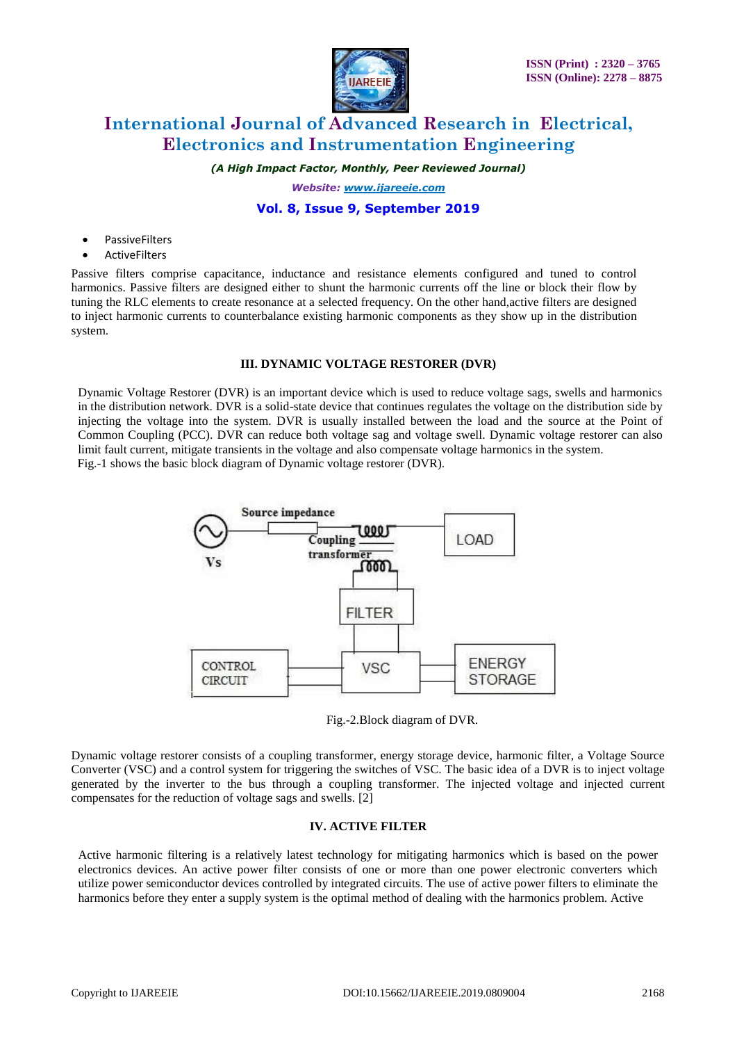- PassiveFilters
- ActiveFilters

Passive filters comprise capacitance, inductance and resistance elements configured and tuned to control harmonics. Passive filters are designed either to shunt the harmonic currents off the line or block their flow by tuning the RLC elements to create resonance at a selected frequency. On the other hand,active filters are designed to inject harmonic currents to counterbalance existing harmonic components as they show up in the distribution system.

## III. DYNAMIC VOLTAGE RESTORER (DVR)

Dynamic Voltage Restorer (DVR) is an important device which is used to reduce voltage sags, swells and harmonics in the distribution network. DVR is a solid-state device that continues regulates the voltage on the distribution side by injecting the voltage into the system. DVR is usually installed between the load and the source at the Point of Common Coupling (PCC). DVR can reduce both voltage sag and voltage swell. Dynamic voltage restorer can also limit fault current, mitigate transients in the voltage and also compensate voltage harmonics in the system.
Fig.-1 shows the basic block diagram of Dynamic voltage restorer (DVR).

Fig.-2.Block diagram of DVR.

Dynamic voltage restorer consists of a coupling transformer, energy storage device, harmonic filter, a Voltage Source Converter (VSC) and a control system for triggering the switches of VSC. The basic idea of a DVR is to inject voltage generated by the inverter to the bus through a coupling transformer. The injected voltage and injected current compensates for the reduction of voltage sags and swells. [2]

## IV. ACTIVE FILTER

Active harmonic filtering is a relatively latest technology for mitigating harmonics which is based on the power electronics devices. An active power filter consists of one or more than one power electronic converters which utilize power semiconductor devices controlled by integrated circuits. The use of active power filters to eliminate the harmonics before they enter a supply system is the optimal method of dealing with the harmonics problem. Active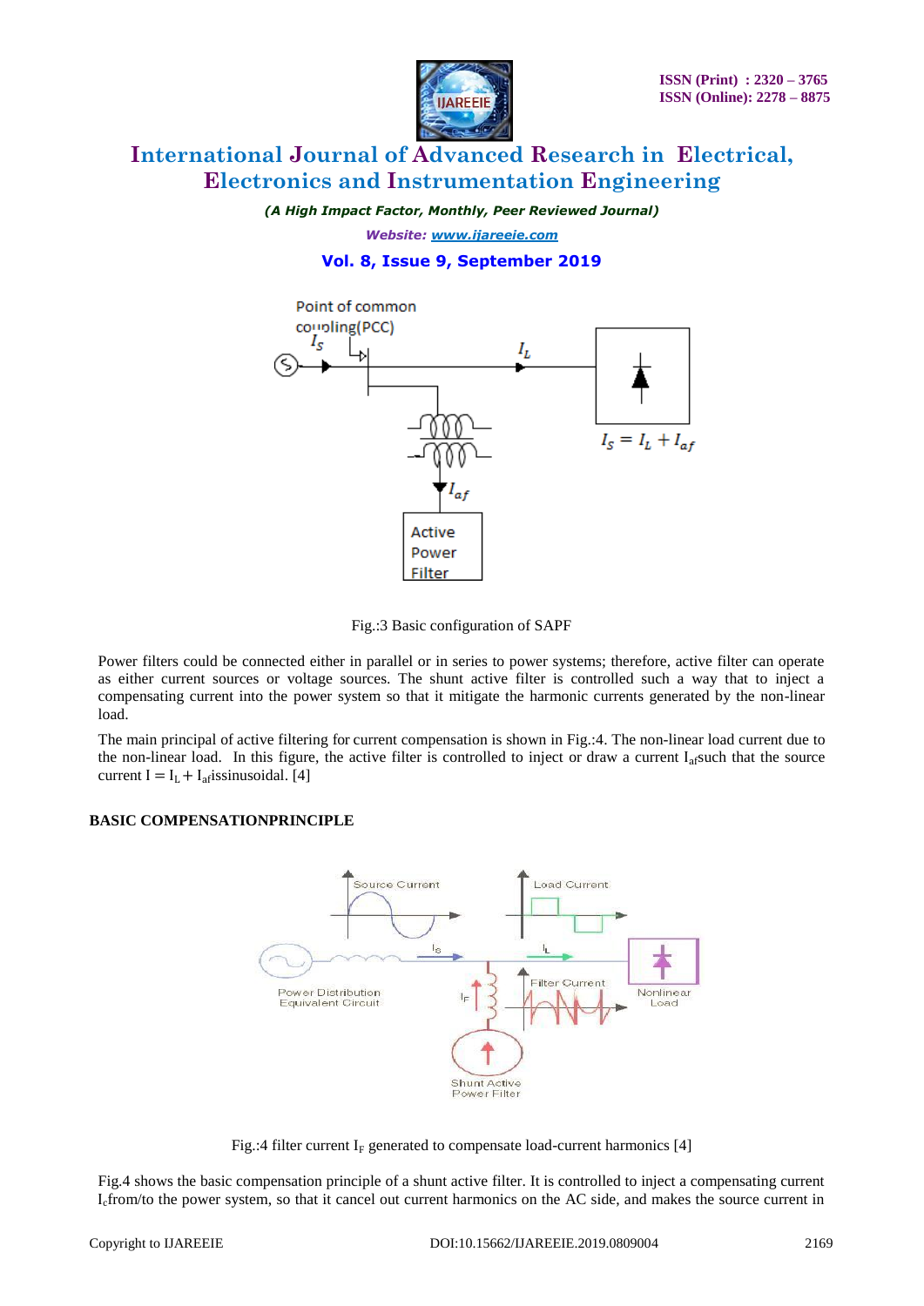Fig.:3 Basic configuration of SAPF

Power filters could be connected either in parallel or in series to power systems; therefore, active filter can operate as either current sources or voltage sources. The shunt active filter is controlled such a way that to inject a compensating current into the power system so that it mitigate the harmonic currents generated by the non-linear load.

The main principal of active filtering for current compensation is shown in Fig.:4. The non-linear load current due to the non-linear load. In this figure, the active filter is controlled to inject or draw a current $I_{af}$such that the source current $I = I_L + I_{af}$issinusoidal. [4]

## BASIC COMPENSATIONPRINCIPLE

Fig.:4 filter current $I_F$ generated to compensate load-current harmonics [4]

Fig.4 shows the basic compensation principle of a shunt active filter. It is controlled to inject a compensating current $I_c$from/to the power system, so that it cancel out current harmonics on the AC side, and makes the source current in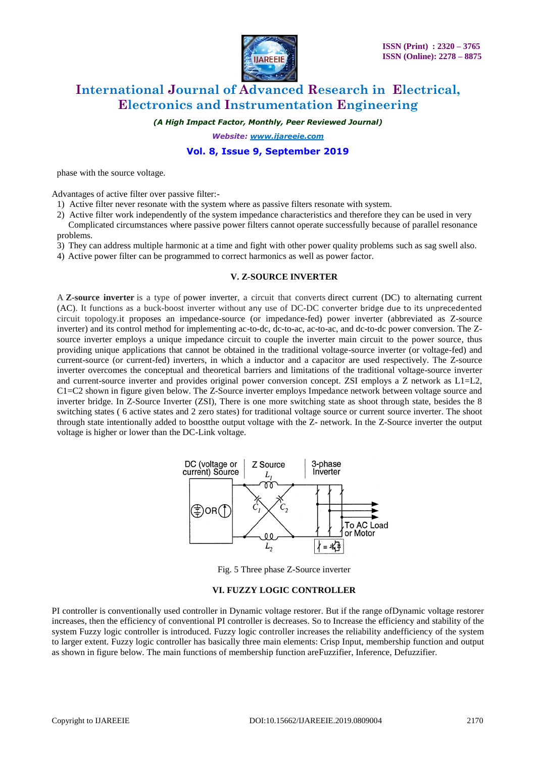phase with the source voltage.

Advantages of active filter over passive filter:-

1) Active filter never resonate with the system where as passive filters resonate with system.
2) Active filter work independently of the system impedance characteristics and therefore they can be used in very Complicated circumstances where passive power filters cannot operate successfully because of parallel resonance problems.
3) They can address multiple harmonic at a time and fight with other power quality problems such as sag swell also.
4) Active power filter can be programmed to correct harmonics as well as power factor.

## V. Z-SOURCE INVERTER

A **Z-source inverter** is a type of power inverter, a circuit that converts direct current (DC) to alternating current (AC). It functions as a buck-boost inverter without any use of DC-DC converter bridge due to its unprecedented circuit topology.it proposes an impedance-source (or impedance-fed) power inverter (abbreviated as Z-source inverter) and its control method for implementing ac-to-dc, dc-to-ac, ac-to-ac, and dc-to-dc power conversion. The Z-source inverter employs a unique impedance circuit to couple the inverter main circuit to the power source, thus providing unique applications that cannot be obtained in the traditional voltage-source inverter (or voltage-fed) and current-source (or current-fed) inverters, in which a inductor and a capacitor are used respectively. The Z-source inverter overcomes the conceptual and theoretical barriers and limitations of the traditional voltage-source inverter and current-source inverter and provides original power conversion concept. ZSI employs a Z network as L1=L2, C1=C2 shown in figure given below. The Z-Source inverter employs Impedance network between voltage source and inverter bridge. In Z-Source Inverter (ZSI), There is one more switching state as shoot through state, besides the 8 switching states ( 6 active states and 2 zero states) for traditional voltage source or current source inverter. The shoot through state intentionally added to boostthe output voltage with the Z- network. In the Z-Source inverter the output voltage is higher or lower than the DC-Link voltage.

Fig. 5 Three phase Z-Source inverter

## VI. FUZZY LOGIC CONTROLLER

PI controller is conventionally used controller in Dynamic voltage restorer. But if the range ofDynamic voltage restorer increases, then the efficiency of conventional PI controller is decreases. So to Increase the efficiency and stability of the system Fuzzy logic controller is introduced. Fuzzy logic controller increases the reliability andefficiency of the system to larger extent. Fuzzy logic controller has basically three main elements: Crisp Input, membership function and output as shown in figure below. The main functions of membership function areFuzzifier, Inference, Defuzzifier.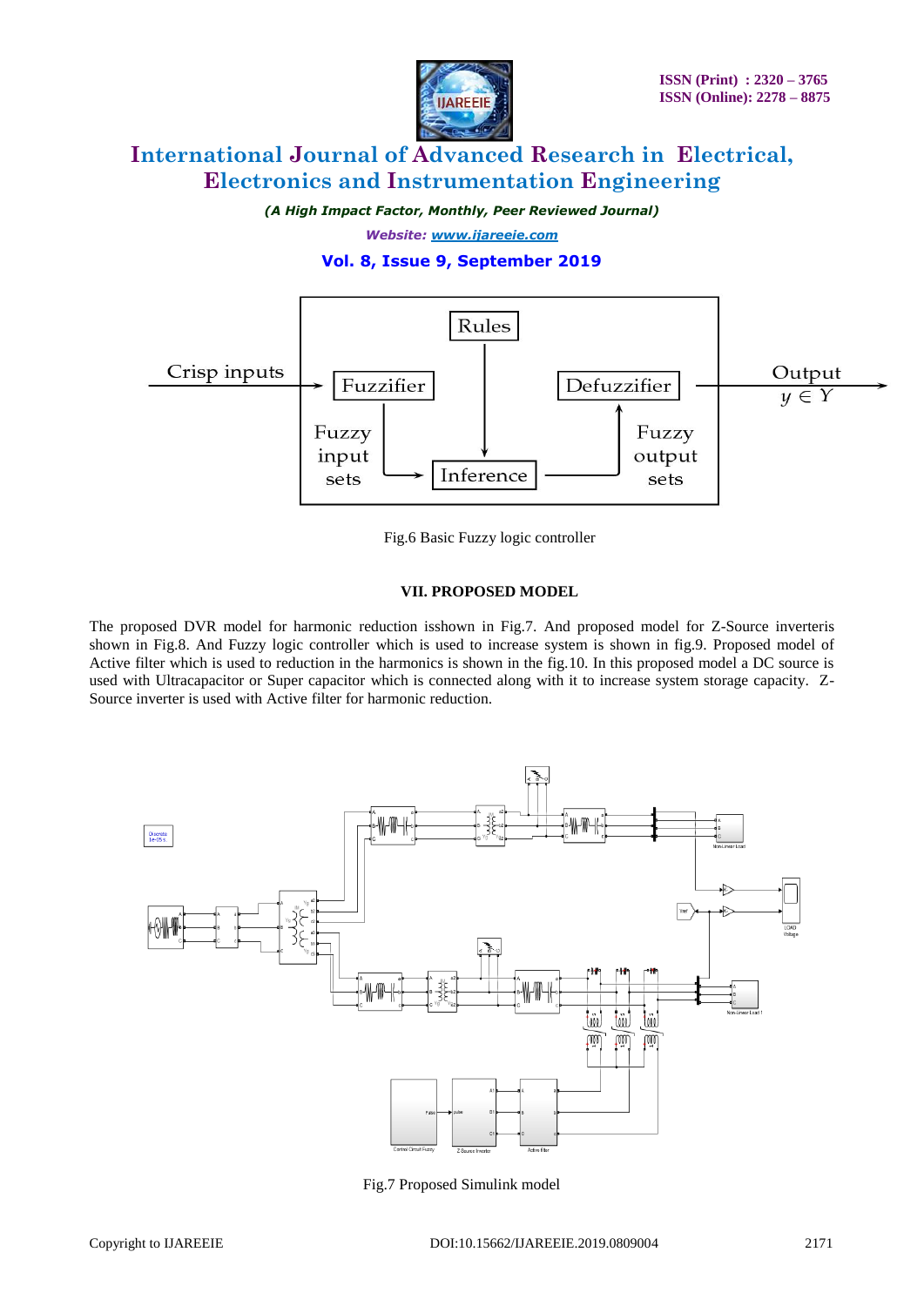Fig.6 Basic Fuzzy logic controller

### VII. PROPOSED MODEL

The proposed DVR model for harmonic reduction isshown in Fig.7. And proposed model for Z-Source inverteris shown in Fig.8. And Fuzzy logic controller which is used to increase system is shown in fig.9. Proposed model of Active filter which is used to reduction in the harmonics is shown in the fig.10. In this proposed model a DC source is used with Ultracapacitor or Super capacitor which is connected along with it to increase system storage capacity. Z-Source inverter is used with Active filter for harmonic reduction.

Fig.7 Proposed Simulink model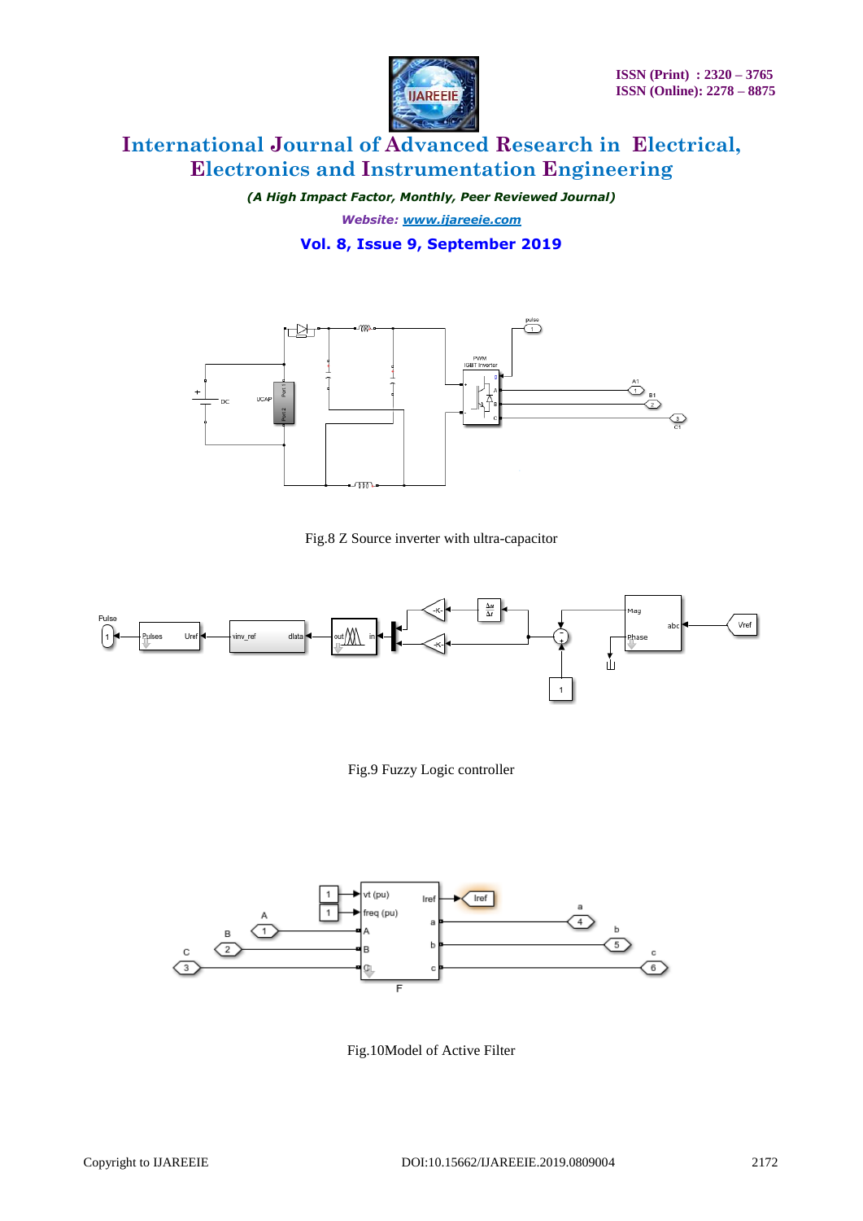Fig.8 Z Source inverter with ultra-capacitor

Fig.9 Fuzzy Logic controller

Fig.10Model of Active Filter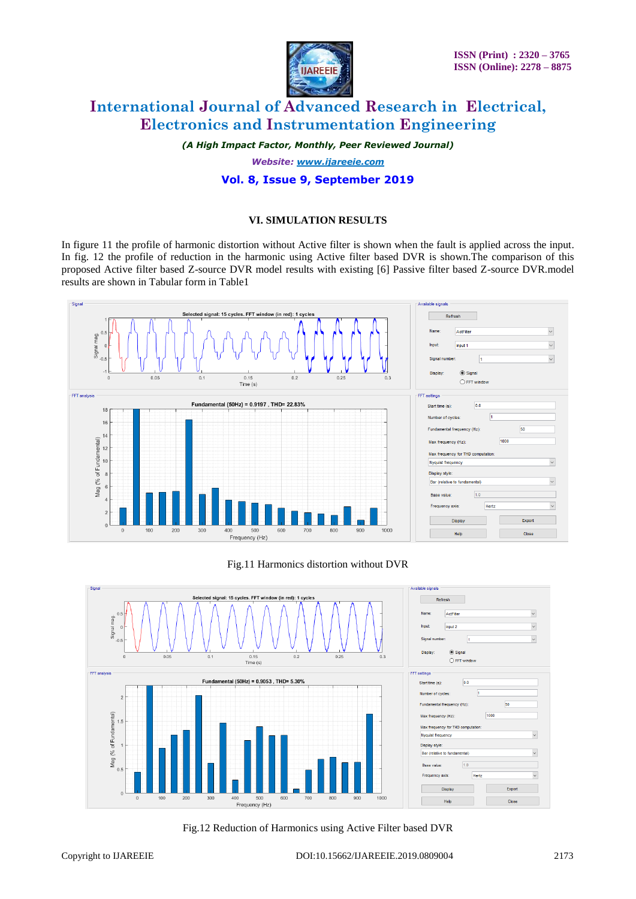## VI. SIMULATION RESULTS

In figure 11 the profile of harmonic distortion without Active filter is shown when the fault is applied across the input. In fig. 12 the profile of reduction in the harmonic using Active filter based DVR is shown.The comparison of this proposed Active filter based Z-source DVR model results with existing [6] Passive filter based Z-source DVR.model results are shown in Tabular form in Table1

Fig.11 Harmonics distortion without DVR

Fig.12 Reduction of Harmonics using Active Filter based DVR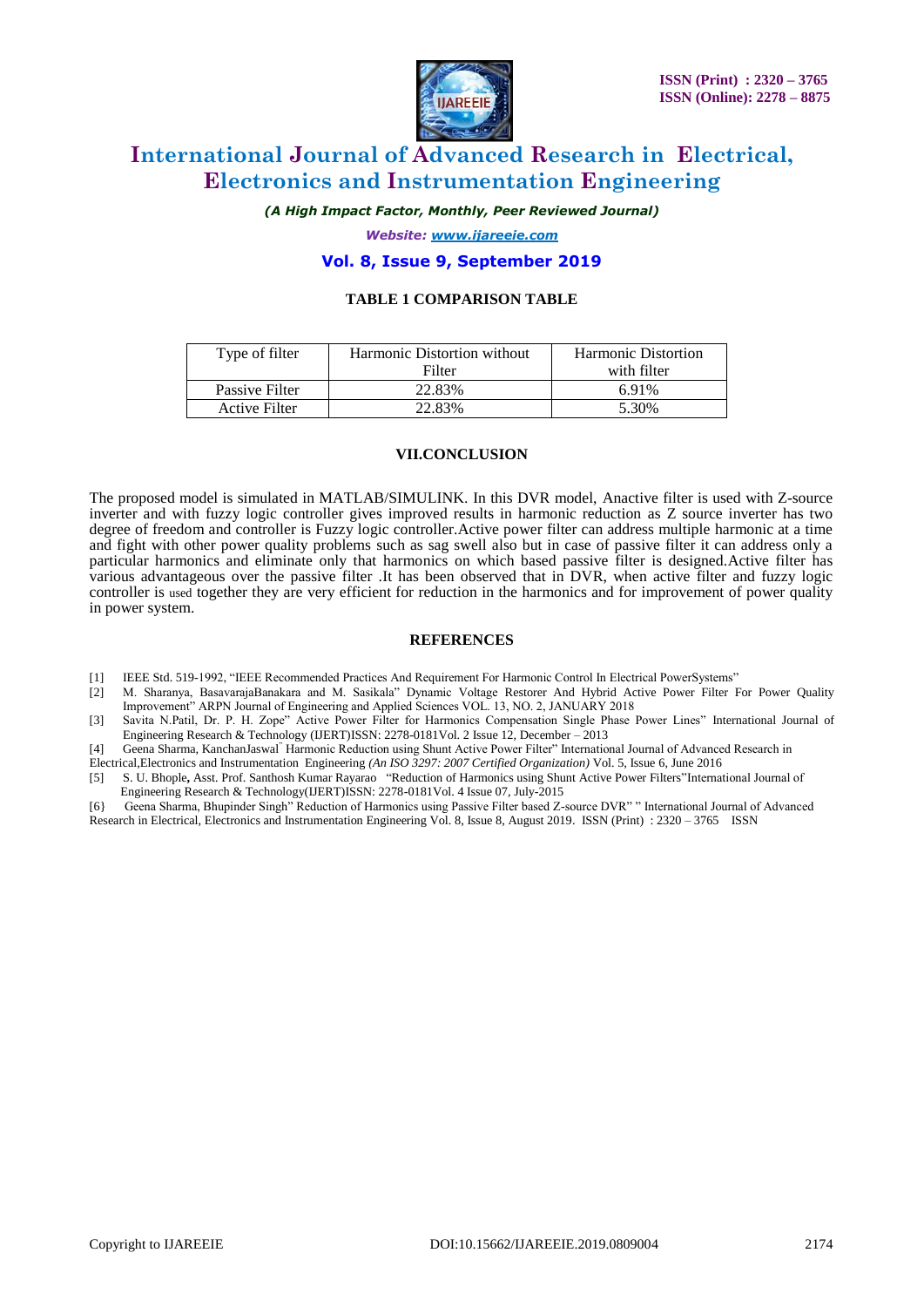**TABLE 1 COMPARISON TABLE**

| Type of filter | Harmonic Distortion without Filter | Harmonic Distortion with filter |
|---|---|---|
| Passive Filter | 22.83% | 6.91% |
| Active Filter | 22.83% | 5.30% |

## VII.CONCLUSION

The proposed model is simulated in MATLAB/SIMULINK. In this DVR model, Anactive filter is used with Z-source inverter and with fuzzy logic controller gives improved results in harmonic reduction as Z source inverter has two degree of freedom and controller is Fuzzy logic controller.Active power filter can address multiple harmonic at a time and fight with other power quality problems such as sag swell also but in case of passive filter it can address only a particular harmonics and eliminate only that harmonics on which based passive filter is designed.Active filter has various advantageous over the passive filter .It has been observed that in DVR, when active filter and fuzzy logic controller is used together they are very efficient for reduction in the harmonics and for improvement of power quality in power system.

## REFERENCES

[1] IEEE Std. 519-1992, "IEEE Recommended Practices And Requirement For Harmonic Control In Electrical PowerSystems"

[2] M. Sharanya, BasavarajaBanakara and M. Sasikala" Dynamic Voltage Restorer And Hybrid Active Power Filter For Power Quality Improvement" ARPN Journal of Engineering and Applied Sciences VOL. 13, NO. 2, JANUARY 2018

[3] Savita N.Patil, Dr. P. H. Zope" Active Power Filter for Harmonics Compensation Single Phase Power Lines" International Journal of Engineering Research & Technology (IJERT)ISSN: 2278-0181Vol. 2 Issue 12, December – 2013

[4] Geena Sharma, KanchanJaswal" Harmonic Reduction using Shunt Active Power Filter" International Journal of Advanced Research in Electrical,Electronics and Instrumentation Engineering *(An ISO 3297: 2007 Certified Organization)* Vol. 5, Issue 6, June 2016

[5] S. U. Bhople**,** Asst. Prof. Santhosh Kumar Rayarao "Reduction of Harmonics using Shunt Active Power Filters"International Journal of Engineering Research & Technology(IJERT)ISSN: 2278-0181Vol. 4 Issue 07, July-2015

[6} Geena Sharma, Bhupinder Singh" Reduction of Harmonics using Passive Filter based Z-source DVR" " International Journal of Advanced Research in Electrical, Electronics and Instrumentation Engineering Vol. 8, Issue 8, August 2019. ISSN (Print) : 2320 – 3765 ISSN